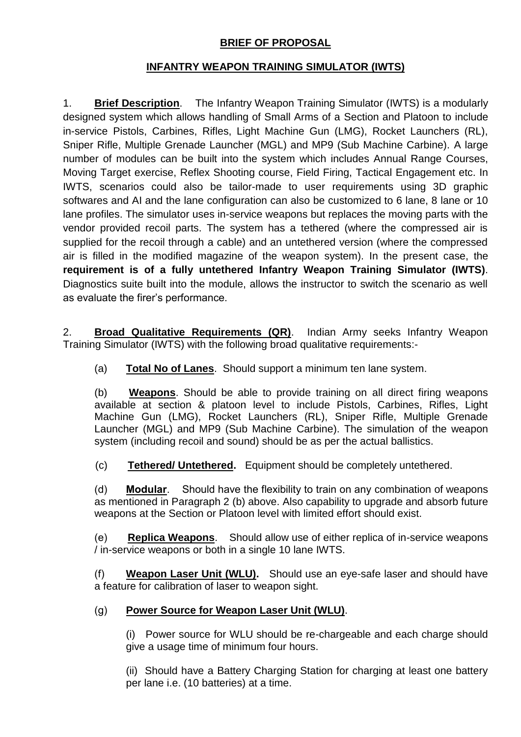# BRIEF OF PROPOSAL

## INFANTRY WEAPON TRAINING SIMULATOR (IWTS)

1. **Brief Description**. The Infantry Weapon Training Simulator (IWTS) is a modularly designed system which allows handling of Small Arms of a Section and Platoon to include in-service Pistols, Carbines, Rifles, Light Machine Gun (LMG), Rocket Launchers (RL), Sniper Rifle, Multiple Grenade Launcher (MGL) and MP9 (Sub Machine Carbine). A large number of modules can be built into the system which includes Annual Range Courses, Moving Target exercise, Reflex Shooting course, Field Firing, Tactical Engagement etc. In IWTS, scenarios could also be tailor-made to user requirements using 3D graphic softwares and AI and the lane configuration can also be customized to 6 lane, 8 lane or 10 lane profiles. The simulator uses in-service weapons but replaces the moving parts with the vendor provided recoil parts. The system has a tethered (where the compressed air is supplied for the recoil through a cable) and an untethered version (where the compressed air is filled in the modified magazine of the weapon system). In the present case, the **requirement is of a fully untethered Infantry Weapon Training Simulator (IWTS)**. Diagnostics suite built into the module, allows the instructor to switch the scenario as well as evaluate the firer's performance.

2. **Broad Qualitative Requirements (QR)**. Indian Army seeks Infantry Weapon Training Simulator (IWTS) with the following broad qualitative requirements:-

(a) **Total No of Lanes**. Should support a minimum ten lane system.

(b) **Weapons**. Should be able to provide training on all direct firing weapons available at section & platoon level to include Pistols, Carbines, Rifles, Light Machine Gun (LMG), Rocket Launchers (RL), Sniper Rifle, Multiple Grenade Launcher (MGL) and MP9 (Sub Machine Carbine). The simulation of the weapon system (including recoil and sound) should be as per the actual ballistics.

(c) **Tethered/ Untethered.** Equipment should be completely untethered.

(d) **Modular**. Should have the flexibility to train on any combination of weapons as mentioned in Paragraph 2 (b) above. Also capability to upgrade and absorb future weapons at the Section or Platoon level with limited effort should exist.

(e) **Replica Weapons**. Should allow use of either replica of in-service weapons / in-service weapons or both in a single 10 lane IWTS.

(f) **Weapon Laser Unit (WLU).** Should use an eye-safe laser and should have a feature for calibration of laser to weapon sight.

(g) **Power Source for Weapon Laser Unit (WLU)**.

(i) Power source for WLU should be re-chargeable and each charge should give a usage time of minimum four hours.

(ii) Should have a Battery Charging Station for charging at least one battery per lane i.e. (10 batteries) at a time.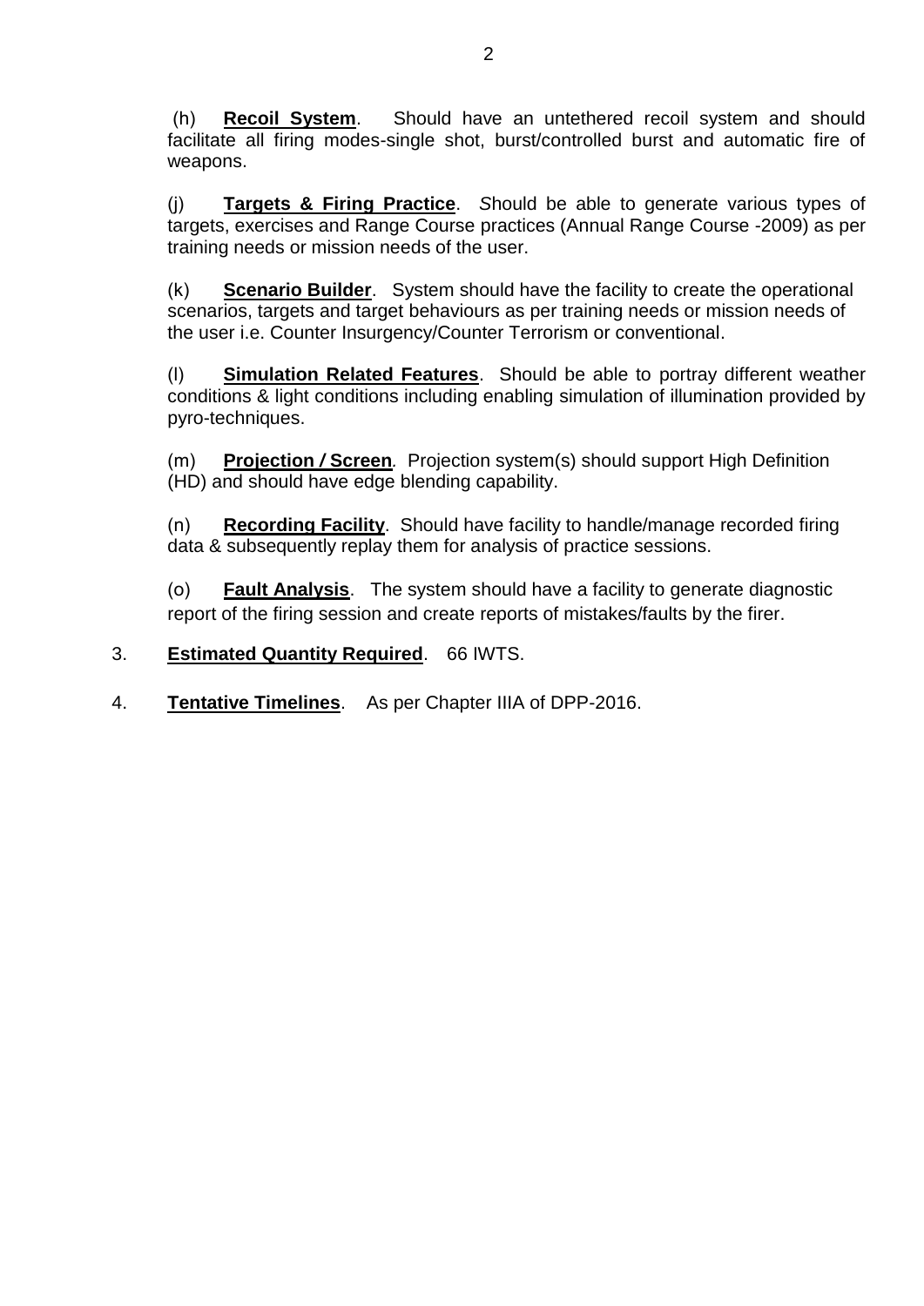(h) **Recoil System**. Should have an untethered recoil system and should facilitate all firing modes-single shot, burst/controlled burst and automatic fire of weapons.

(j) **Targets & Firing Practice**. *S*hould be able to generate various types of targets, exercises and Range Course practices (Annual Range Course -2009) as per training needs or mission needs of the user.

(k) **Scenario Builder**. System should have the facility to create the operational scenarios, targets and target behaviours as per training needs or mission needs of the user i.e. Counter Insurgency/Counter Terrorism or conventional.

(l) **Simulation Related Features**. Should be able to portray different weather conditions & light conditions including enabling simulation of illumination provided by pyro-techniques.

(m) **Projection / Screen**. Projection system(s) should support High Definition (HD) and should have edge blending capability.

(n) **Recording Facility**. Should have facility to handle/manage recorded firing data & subsequently replay them for analysis of practice sessions.

(o) **Fault Analysis**. The system should have a facility to generate diagnostic report of the firing session and create reports of mistakes/faults by the firer.

3. **Estimated Quantity Required**. 66 IWTS.

4. **Tentative Timelines**. As per Chapter IIIA of DPP-2016.